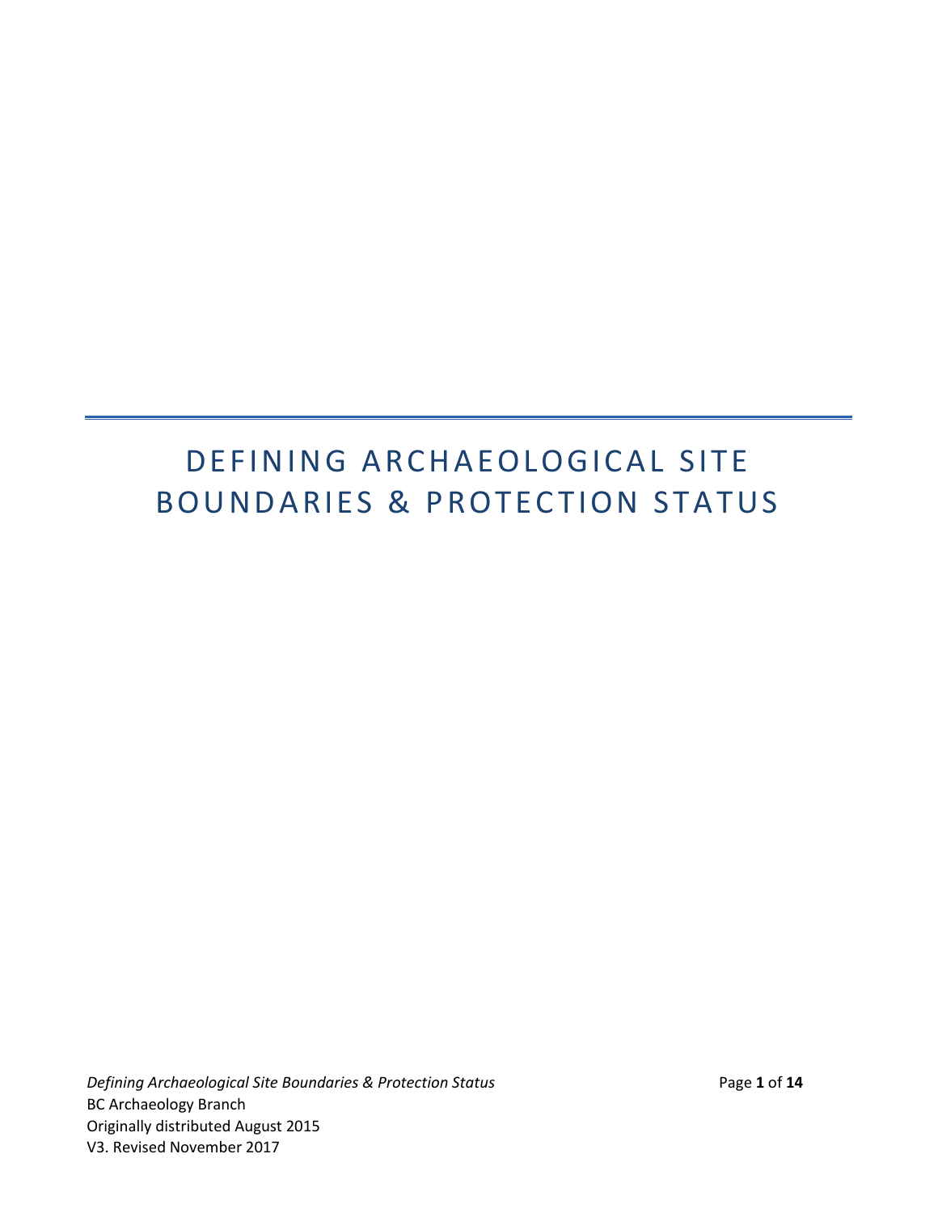# DEFINING ARCHAEOLOGICAL SITE BOUNDARIES & PROTECTION STATUS

BC Archaeology Branch
Originally distributed August 2015
V3. Revised November 2017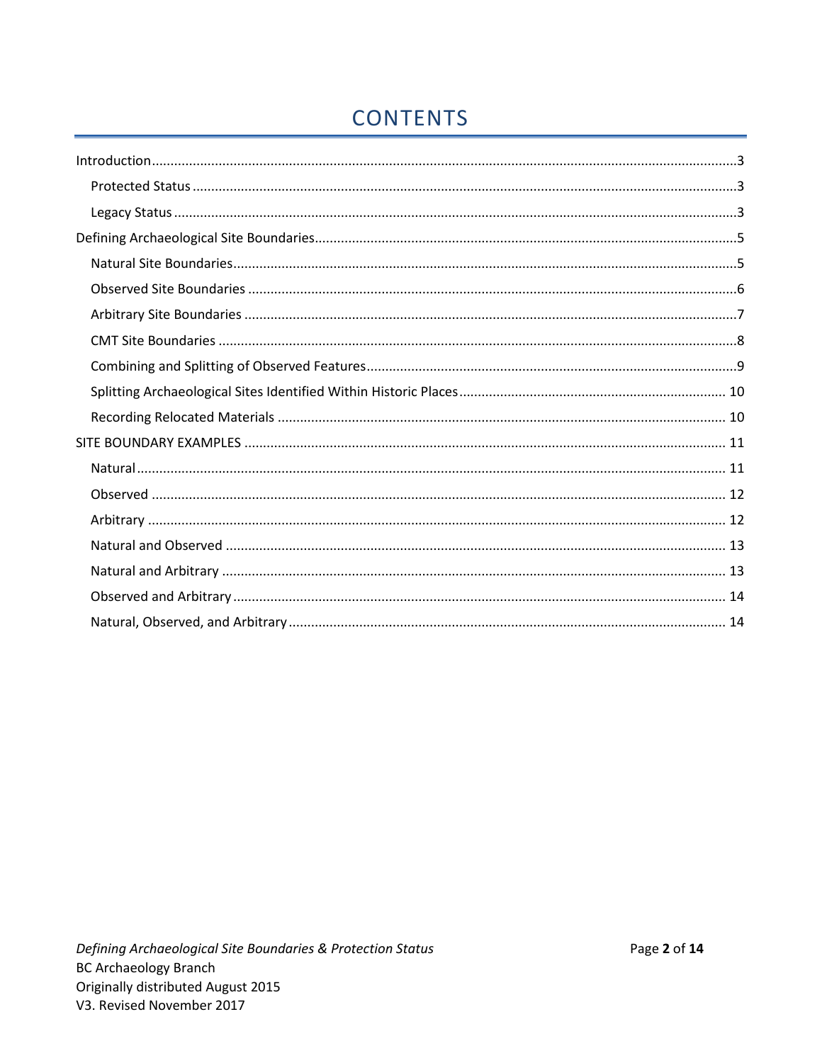# CONTENTS

Introduction ........................................................ 3

- Protected Status ........................................................ 3
- Legacy Status ........................................................ 3

Defining Archaeological Site Boundaries ........................................................ 5

- Natural Site Boundaries ........................................................ 5
- Observed Site Boundaries ........................................................ 6
- Arbitrary Site Boundaries ........................................................ 7
- CMT Site Boundaries ........................................................ 8
- Combining and Splitting of Observed Features ........................................................ 9
- Splitting Archaeological Sites Identified Within Historic Places ........................................................ 10
- Recording Relocated Materials ........................................................ 10

SITE BOUNDARY EXAMPLES ........................................................ 11

- Natural ........................................................ 11
- Observed ........................................................ 12
- Arbitrary ........................................................ 12
- Natural and Observed ........................................................ 13
- Natural and Arbitrary ........................................................ 13
- Observed and Arbitrary ........................................................ 14
- Natural, Observed, and Arbitrary ........................................................ 14

*Defining Archaeological Site Boundaries & Protection Status*
BC Archaeology Branch
Originally distributed August 2015
V3. Revised November 2017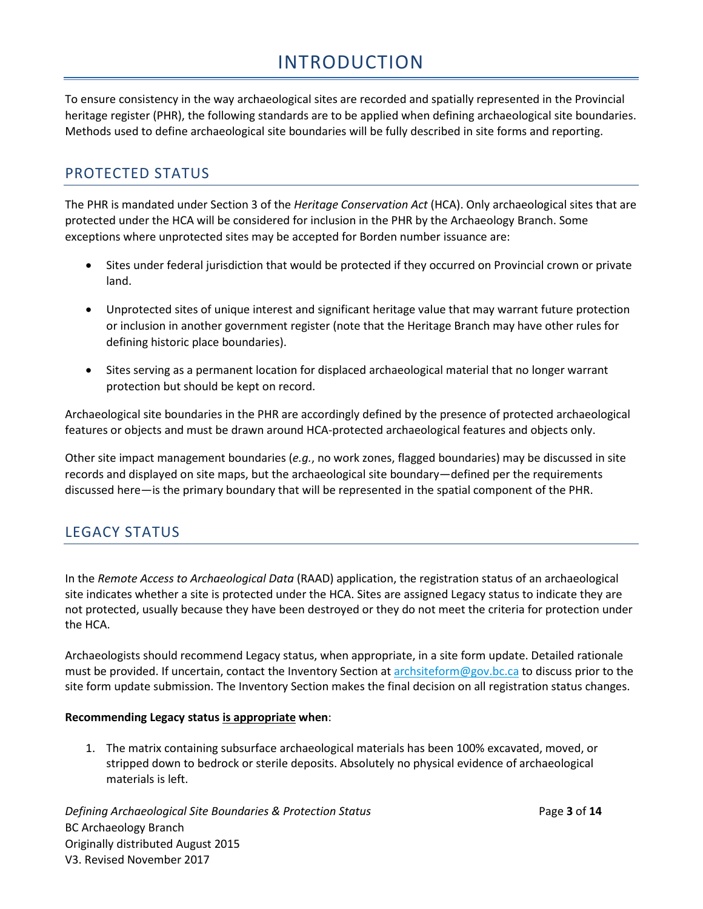# INTRODUCTION

To ensure consistency in the way archaeological sites are recorded and spatially represented in the Provincial heritage register (PHR), the following standards are to be applied when defining archaeological site boundaries. Methods used to define archaeological site boundaries will be fully described in site forms and reporting.

## PROTECTED STATUS

The PHR is mandated under Section 3 of the *Heritage Conservation Act* (HCA). Only archaeological sites that are protected under the HCA will be considered for inclusion in the PHR by the Archaeology Branch. Some exceptions where unprotected sites may be accepted for Borden number issuance are:

- Sites under federal jurisdiction that would be protected if they occurred on Provincial crown or private land.
- Unprotected sites of unique interest and significant heritage value that may warrant future protection or inclusion in another government register (note that the Heritage Branch may have other rules for defining historic place boundaries).
- Sites serving as a permanent location for displaced archaeological material that no longer warrant protection but should be kept on record.

Archaeological site boundaries in the PHR are accordingly defined by the presence of protected archaeological features or objects and must be drawn around HCA-protected archaeological features and objects only.

Other site impact management boundaries (*e.g.*, no work zones, flagged boundaries) may be discussed in site records and displayed on site maps, but the archaeological site boundary—defined per the requirements discussed here—is the primary boundary that will be represented in the spatial component of the PHR.

## LEGACY STATUS

In the *Remote Access to Archaeological Data* (RAAD) application, the registration status of an archaeological site indicates whether a site is protected under the HCA. Sites are assigned Legacy status to indicate they are not protected, usually because they have been destroyed or they do not meet the criteria for protection under the HCA.

Archaeologists should recommend Legacy status, when appropriate, in a site form update. Detailed rationale must be provided. If uncertain, contact the Inventory Section at archsiteform@gov.bc.ca to discuss prior to the site form update submission. The Inventory Section makes the final decision on all registration status changes.

**Recommending Legacy status <u>is appropriate</u> when**:

1. The matrix containing subsurface archaeological materials has been 100% excavated, moved, or stripped down to bedrock or sterile deposits. Absolutely no physical evidence of archaeological materials is left.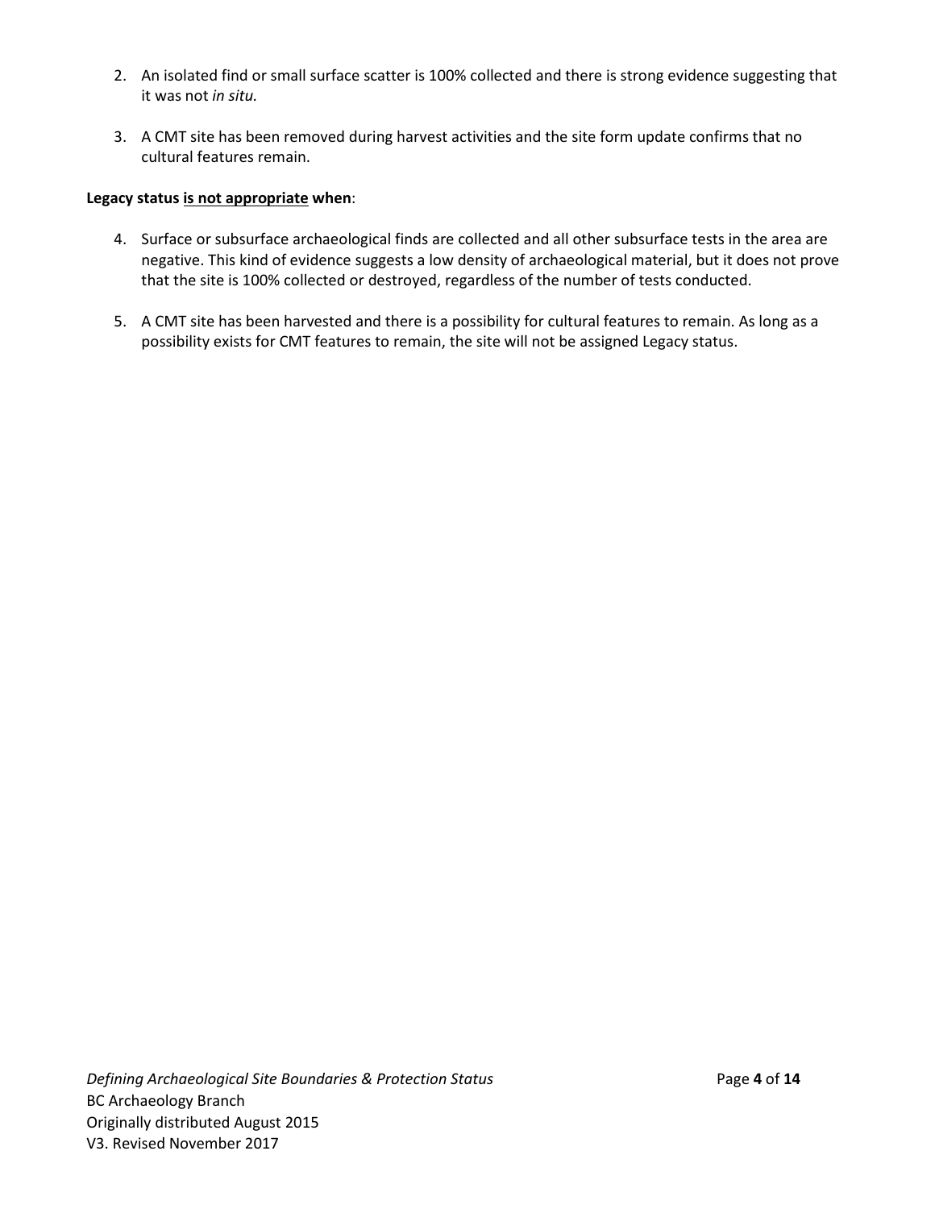2. An isolated find or small surface scatter is 100% collected and there is strong evidence suggesting that it was not *in situ.*

3. A CMT site has been removed during harvest activities and the site form update confirms that no cultural features remain.

**Legacy status <u>is not appropriate</u> when**:

4. Surface or subsurface archaeological finds are collected and all other subsurface tests in the area are negative. This kind of evidence suggests a low density of archaeological material, but it does not prove that the site is 100% collected or destroyed, regardless of the number of tests conducted.

5. A CMT site has been harvested and there is a possibility for cultural features to remain. As long as a possibility exists for CMT features to remain, the site will not be assigned Legacy status.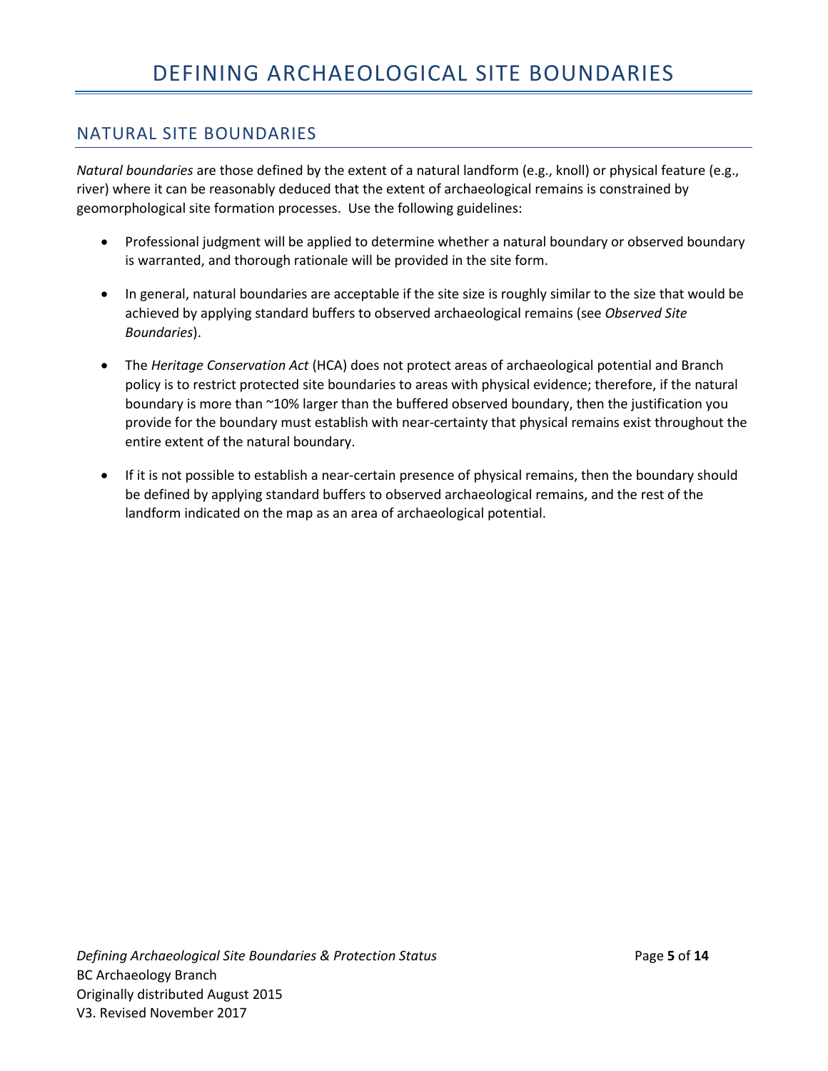# DEFINING ARCHAEOLOGICAL SITE BOUNDARIES

## NATURAL SITE BOUNDARIES

*Natural boundaries* are those defined by the extent of a natural landform (e.g., knoll) or physical feature (e.g., river) where it can be reasonably deduced that the extent of archaeological remains is constrained by geomorphological site formation processes. Use the following guidelines:

- Professional judgment will be applied to determine whether a natural boundary or observed boundary is warranted, and thorough rationale will be provided in the site form.
- In general, natural boundaries are acceptable if the site size is roughly similar to the size that would be achieved by applying standard buffers to observed archaeological remains (see *Observed Site Boundaries*).
- The *Heritage Conservation Act* (HCA) does not protect areas of archaeological potential and Branch policy is to restrict protected site boundaries to areas with physical evidence; therefore, if the natural boundary is more than ~10% larger than the buffered observed boundary, then the justification you provide for the boundary must establish with near-certainty that physical remains exist throughout the entire extent of the natural boundary.
- If it is not possible to establish a near-certain presence of physical remains, then the boundary should be defined by applying standard buffers to observed archaeological remains, and the rest of the landform indicated on the map as an area of archaeological potential.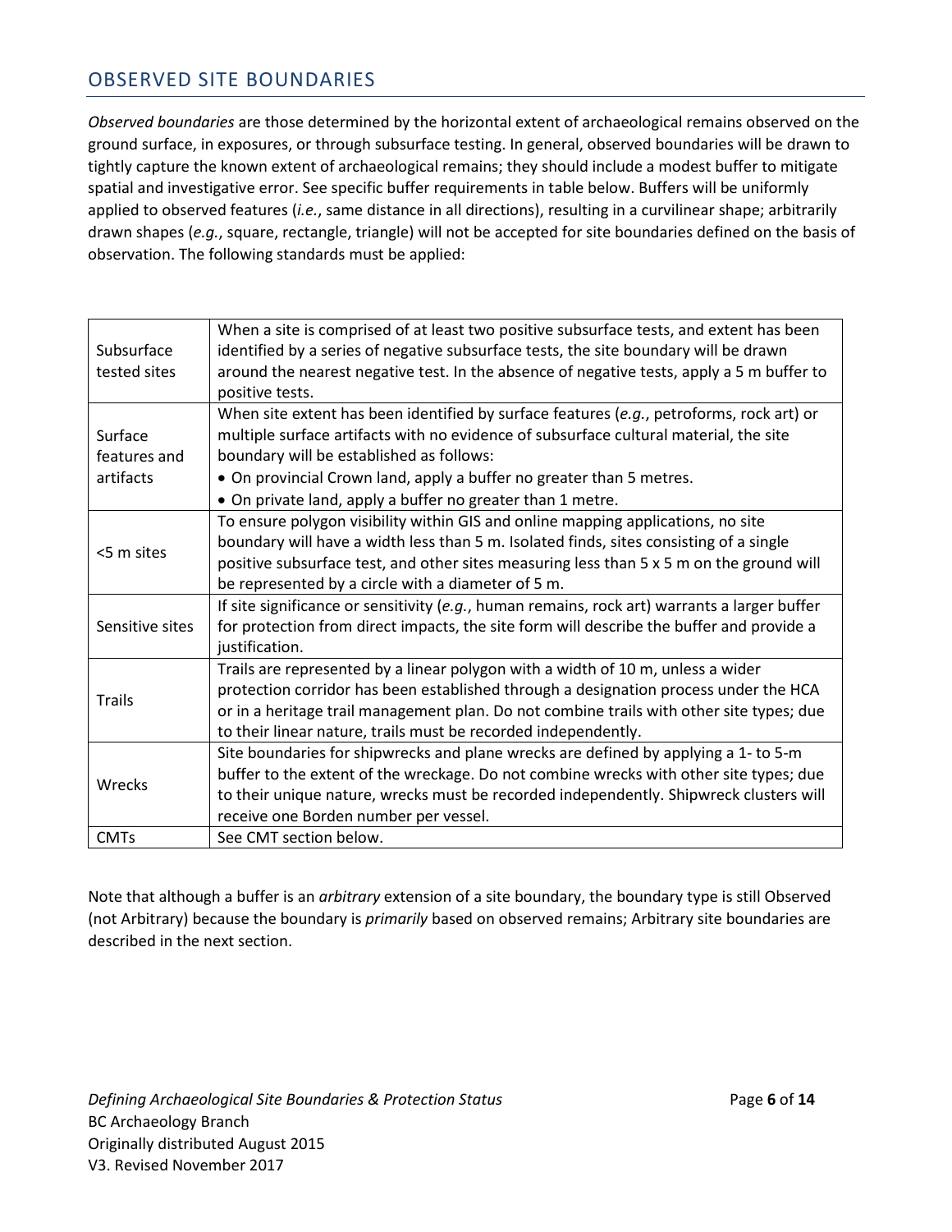## OBSERVED SITE BOUNDARIES

*Observed boundaries* are those determined by the horizontal extent of archaeological remains observed on the ground surface, in exposures, or through subsurface testing. In general, observed boundaries will be drawn to tightly capture the known extent of archaeological remains; they should include a modest buffer to mitigate spatial and investigative error. See specific buffer requirements in table below. Buffers will be uniformly applied to observed features (*i.e.*, same distance in all directions), resulting in a curvilinear shape; arbitrarily drawn shapes (*e.g.*, square, rectangle, triangle) will not be accepted for site boundaries defined on the basis of observation. The following standards must be applied:

| | |
|---|---|
| Subsurface tested sites | When a site is comprised of at least two positive subsurface tests, and extent has been identified by a series of negative subsurface tests, the site boundary will be drawn around the nearest negative test. In the absence of negative tests, apply a 5 m buffer to positive tests. |
| Surface features and artifacts | When site extent has been identified by surface features (*e.g.*, petroforms, rock art) or multiple surface artifacts with no evidence of subsurface cultural material, the site boundary will be established as follows:<br>• On provincial Crown land, apply a buffer no greater than 5 metres.<br>• On private land, apply a buffer no greater than 1 metre. |
| <5 m sites | To ensure polygon visibility within GIS and online mapping applications, no site boundary will have a width less than 5 m. Isolated finds, sites consisting of a single positive subsurface test, and other sites measuring less than 5 x 5 m on the ground will be represented by a circle with a diameter of 5 m. |
| Sensitive sites | If site significance or sensitivity (*e.g.*, human remains, rock art) warrants a larger buffer for protection from direct impacts, the site form will describe the buffer and provide a justification. |
| Trails | Trails are represented by a linear polygon with a width of 10 m, unless a wider protection corridor has been established through a designation process under the HCA or in a heritage trail management plan. Do not combine trails with other site types; due to their linear nature, trails must be recorded independently. |
| Wrecks | Site boundaries for shipwrecks and plane wrecks are defined by applying a 1- to 5-m buffer to the extent of the wreckage. Do not combine wrecks with other site types; due to their unique nature, wrecks must be recorded independently. Shipwreck clusters will receive one Borden number per vessel. |
| CMTs | See CMT section below. |

Note that although a buffer is an *arbitrary* extension of a site boundary, the boundary type is still Observed (not Arbitrary) because the boundary is *primarily* based on observed remains; Arbitrary site boundaries are described in the next section.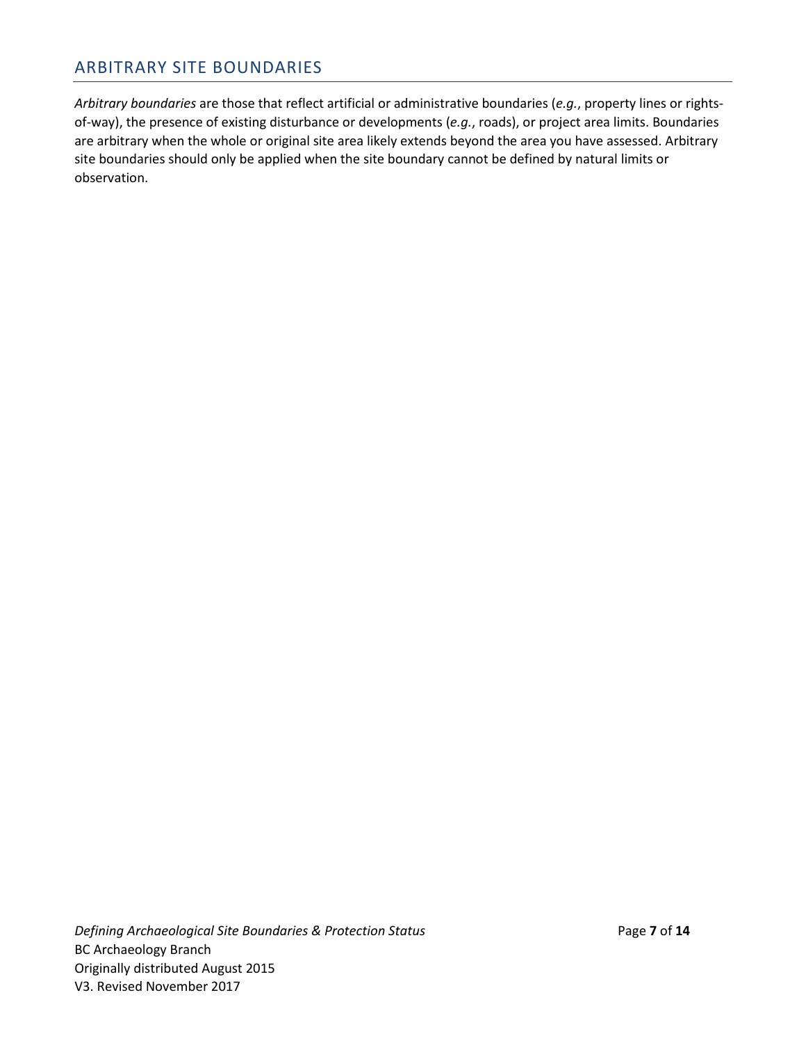## ARBITRARY SITE BOUNDARIES

*Arbitrary boundaries* are those that reflect artificial or administrative boundaries (*e.g.*, property lines or rights-of-way), the presence of existing disturbance or developments (*e.g.*, roads), or project area limits. Boundaries are arbitrary when the whole or original site area likely extends beyond the area you have assessed. Arbitrary site boundaries should only be applied when the site boundary cannot be defined by natural limits or observation.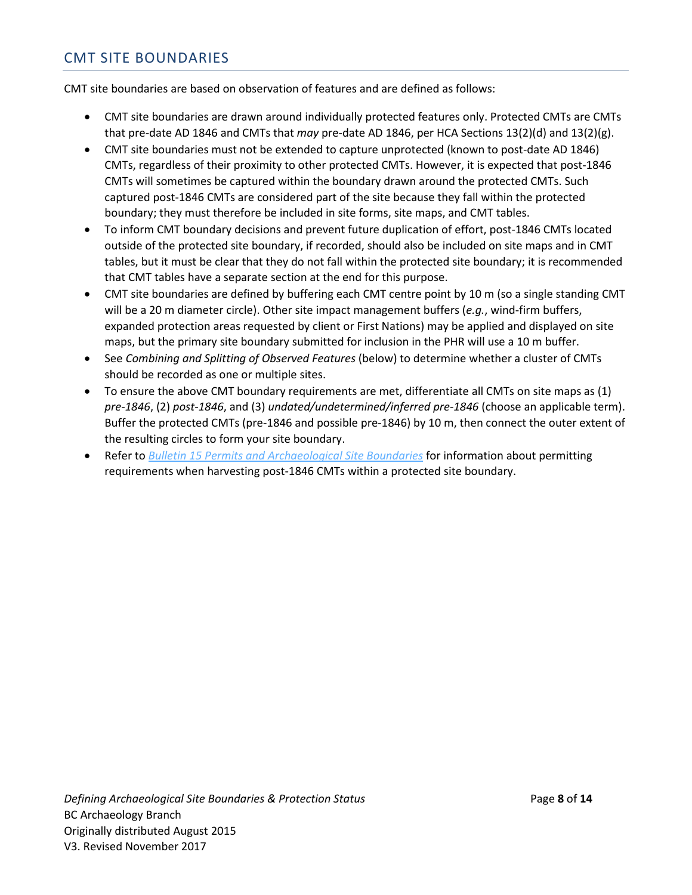## CMT SITE BOUNDARIES

CMT site boundaries are based on observation of features and are defined as follows:

- CMT site boundaries are drawn around individually protected features only. Protected CMTs are CMTs that pre-date AD 1846 and CMTs that *may* pre-date AD 1846, per HCA Sections 13(2)(d) and 13(2)(g).
- CMT site boundaries must not be extended to capture unprotected (known to post-date AD 1846) CMTs, regardless of their proximity to other protected CMTs. However, it is expected that post-1846 CMTs will sometimes be captured within the boundary drawn around the protected CMTs. Such captured post-1846 CMTs are considered part of the site because they fall within the protected boundary; they must therefore be included in site forms, site maps, and CMT tables.
- To inform CMT boundary decisions and prevent future duplication of effort, post-1846 CMTs located outside of the protected site boundary, if recorded, should also be included on site maps and in CMT tables, but it must be clear that they do not fall within the protected site boundary; it is recommended that CMT tables have a separate section at the end for this purpose.
- CMT site boundaries are defined by buffering each CMT centre point by 10 m (so a single standing CMT will be a 20 m diameter circle). Other site impact management buffers (*e.g.*, wind-firm buffers, expanded protection areas requested by client or First Nations) may be applied and displayed on site maps, but the primary site boundary submitted for inclusion in the PHR will use a 10 m buffer.
- See *Combining and Splitting of Observed Features* (below) to determine whether a cluster of CMTs should be recorded as one or multiple sites.
- To ensure the above CMT boundary requirements are met, differentiate all CMTs on site maps as (1) *pre-1846*, (2) *post-1846*, and (3) *undated/undetermined/inferred pre-1846* (choose an applicable term). Buffer the protected CMTs (pre-1846 and possible pre-1846) by 10 m, then connect the outer extent of the resulting circles to form your site boundary.
- Refer to *Bulletin 15 Permits and Archaeological Site Boundaries* for information about permitting requirements when harvesting post-1846 CMTs within a protected site boundary.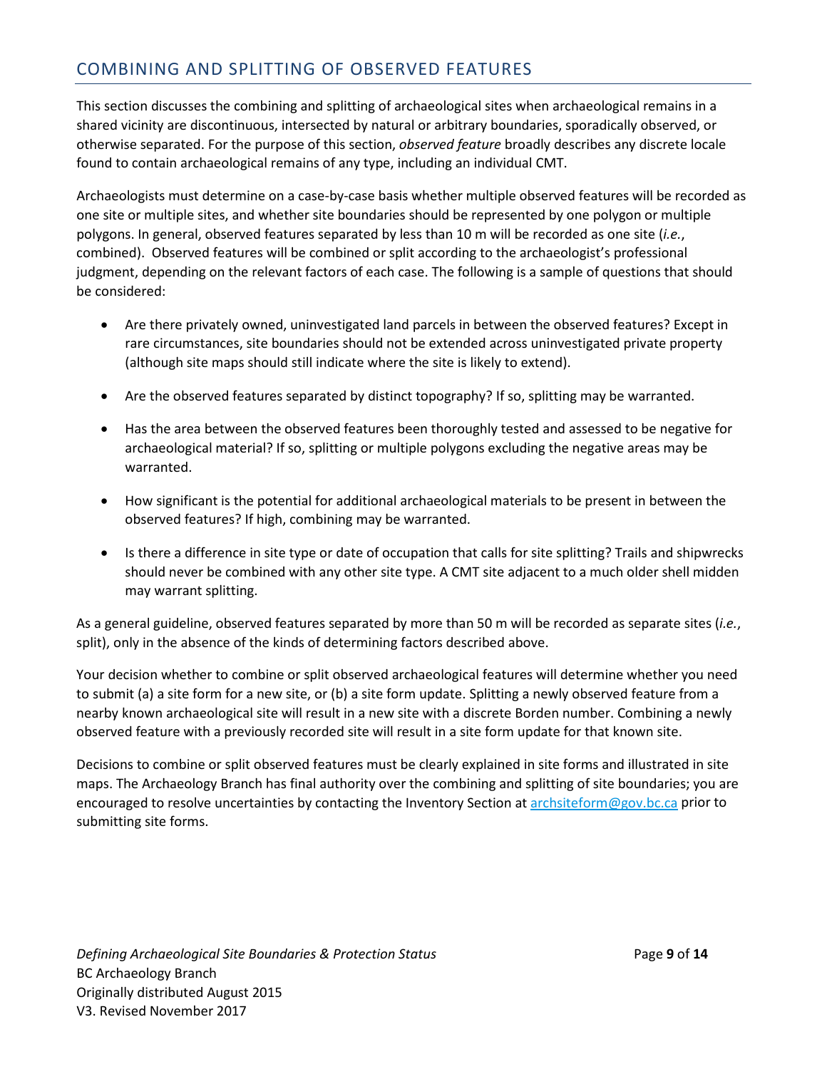## COMBINING AND SPLITTING OF OBSERVED FEATURES

This section discusses the combining and splitting of archaeological sites when archaeological remains in a shared vicinity are discontinuous, intersected by natural or arbitrary boundaries, sporadically observed, or otherwise separated. For the purpose of this section, *observed feature* broadly describes any discrete locale found to contain archaeological remains of any type, including an individual CMT.

Archaeologists must determine on a case-by-case basis whether multiple observed features will be recorded as one site or multiple sites, and whether site boundaries should be represented by one polygon or multiple polygons. In general, observed features separated by less than 10 m will be recorded as one site (*i.e.*, combined). Observed features will be combined or split according to the archaeologist's professional judgment, depending on the relevant factors of each case. The following is a sample of questions that should be considered:

- Are there privately owned, uninvestigated land parcels in between the observed features? Except in rare circumstances, site boundaries should not be extended across uninvestigated private property (although site maps should still indicate where the site is likely to extend).
- Are the observed features separated by distinct topography? If so, splitting may be warranted.
- Has the area between the observed features been thoroughly tested and assessed to be negative for archaeological material? If so, splitting or multiple polygons excluding the negative areas may be warranted.
- How significant is the potential for additional archaeological materials to be present in between the observed features? If high, combining may be warranted.
- Is there a difference in site type or date of occupation that calls for site splitting? Trails and shipwrecks should never be combined with any other site type. A CMT site adjacent to a much older shell midden may warrant splitting.

As a general guideline, observed features separated by more than 50 m will be recorded as separate sites (*i.e.*, split), only in the absence of the kinds of determining factors described above.

Your decision whether to combine or split observed archaeological features will determine whether you need to submit (a) a site form for a new site, or (b) a site form update. Splitting a newly observed feature from a nearby known archaeological site will result in a new site with a discrete Borden number. Combining a newly observed feature with a previously recorded site will result in a site form update for that known site.

Decisions to combine or split observed features must be clearly explained in site forms and illustrated in site maps. The Archaeology Branch has final authority over the combining and splitting of site boundaries; you are encouraged to resolve uncertainties by contacting the Inventory Section at archsiteform@gov.bc.ca prior to submitting site forms.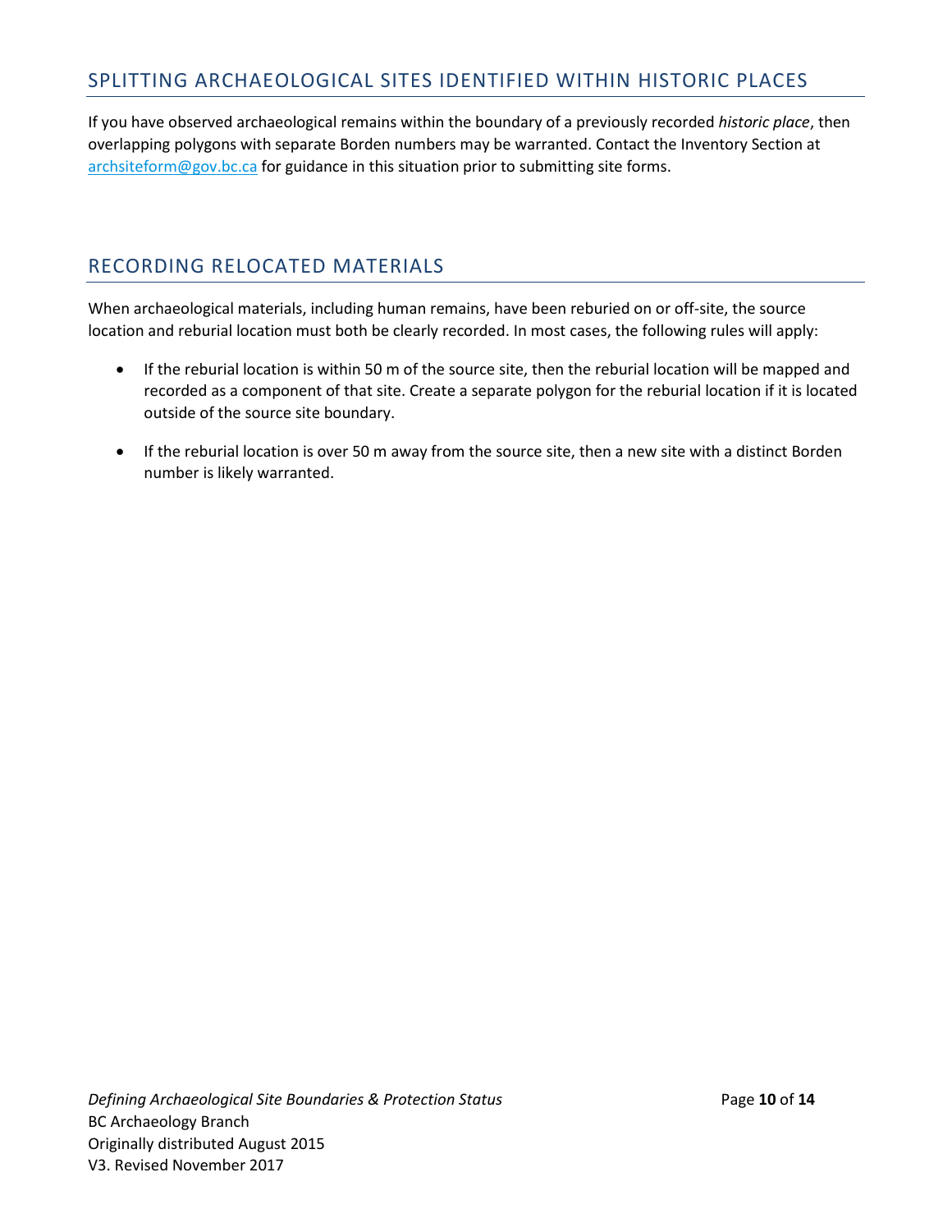## SPLITTING ARCHAEOLOGICAL SITES IDENTIFIED WITHIN HISTORIC PLACES

If you have observed archaeological remains within the boundary of a previously recorded *historic place*, then overlapping polygons with separate Borden numbers may be warranted. Contact the Inventory Section at archsiteform@gov.bc.ca for guidance in this situation prior to submitting site forms.

## RECORDING RELOCATED MATERIALS

When archaeological materials, including human remains, have been reburied on or off-site, the source location and reburial location must both be clearly recorded. In most cases, the following rules will apply:

- If the reburial location is within 50 m of the source site, then the reburial location will be mapped and recorded as a component of that site. Create a separate polygon for the reburial location if it is located outside of the source site boundary.
- If the reburial location is over 50 m away from the source site, then a new site with a distinct Borden number is likely warranted.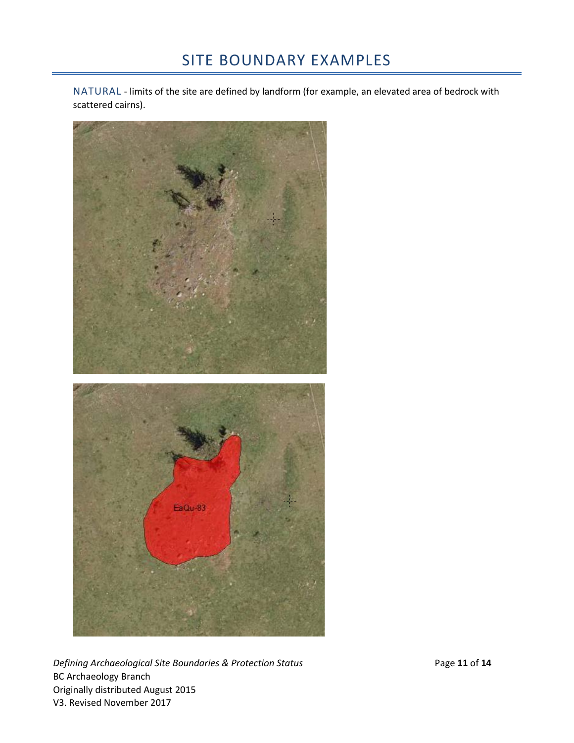# SITE BOUNDARY EXAMPLES

NATURAL - limits of the site are defined by landform (for example, an elevated area of bedrock with scattered cairns).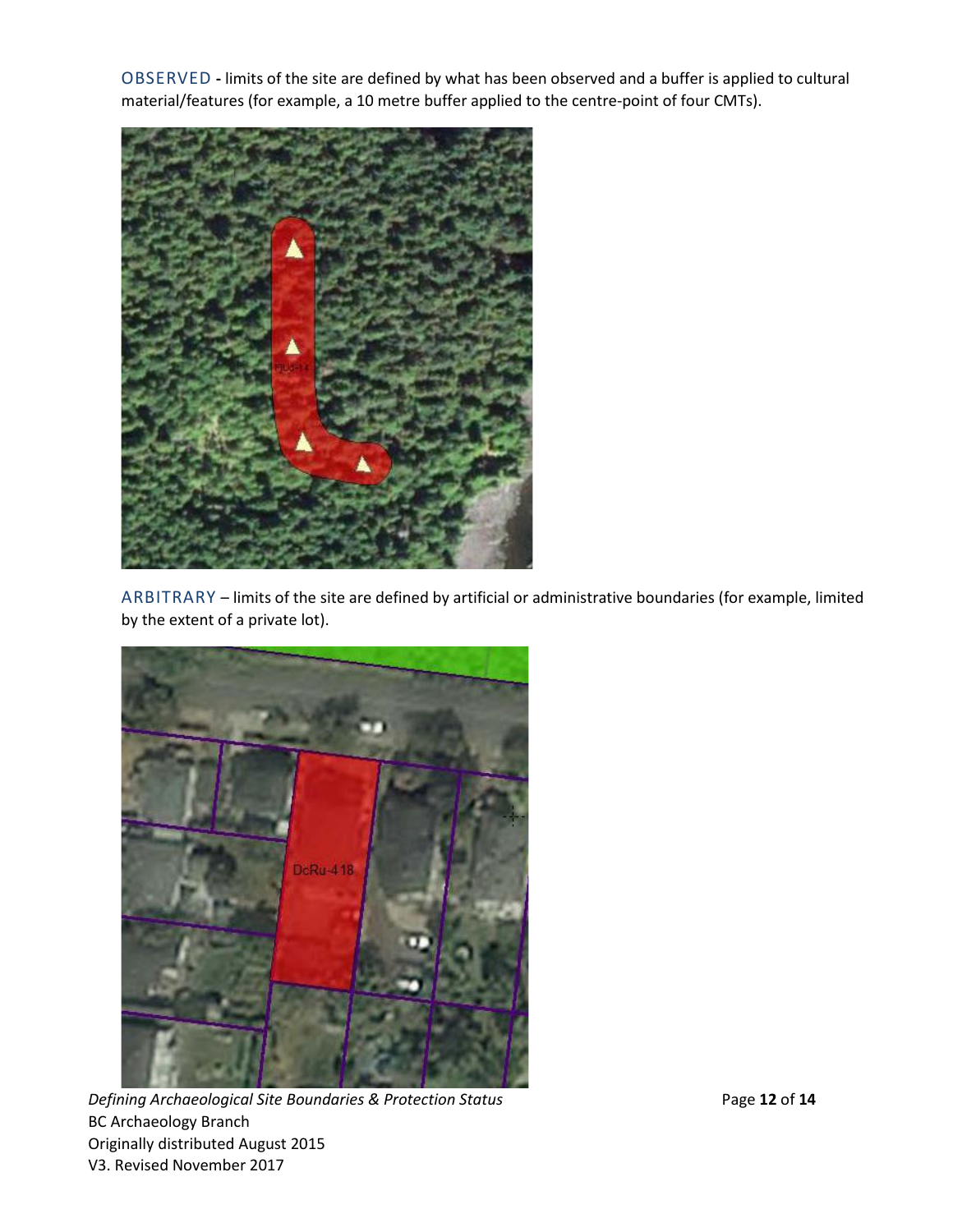OBSERVED - limits of the site are defined by what has been observed and a buffer is applied to cultural material/features (for example, a 10 metre buffer applied to the centre-point of four CMTs).

ARBITRARY – limits of the site are defined by artificial or administrative boundaries (for example, limited by the extent of a private lot).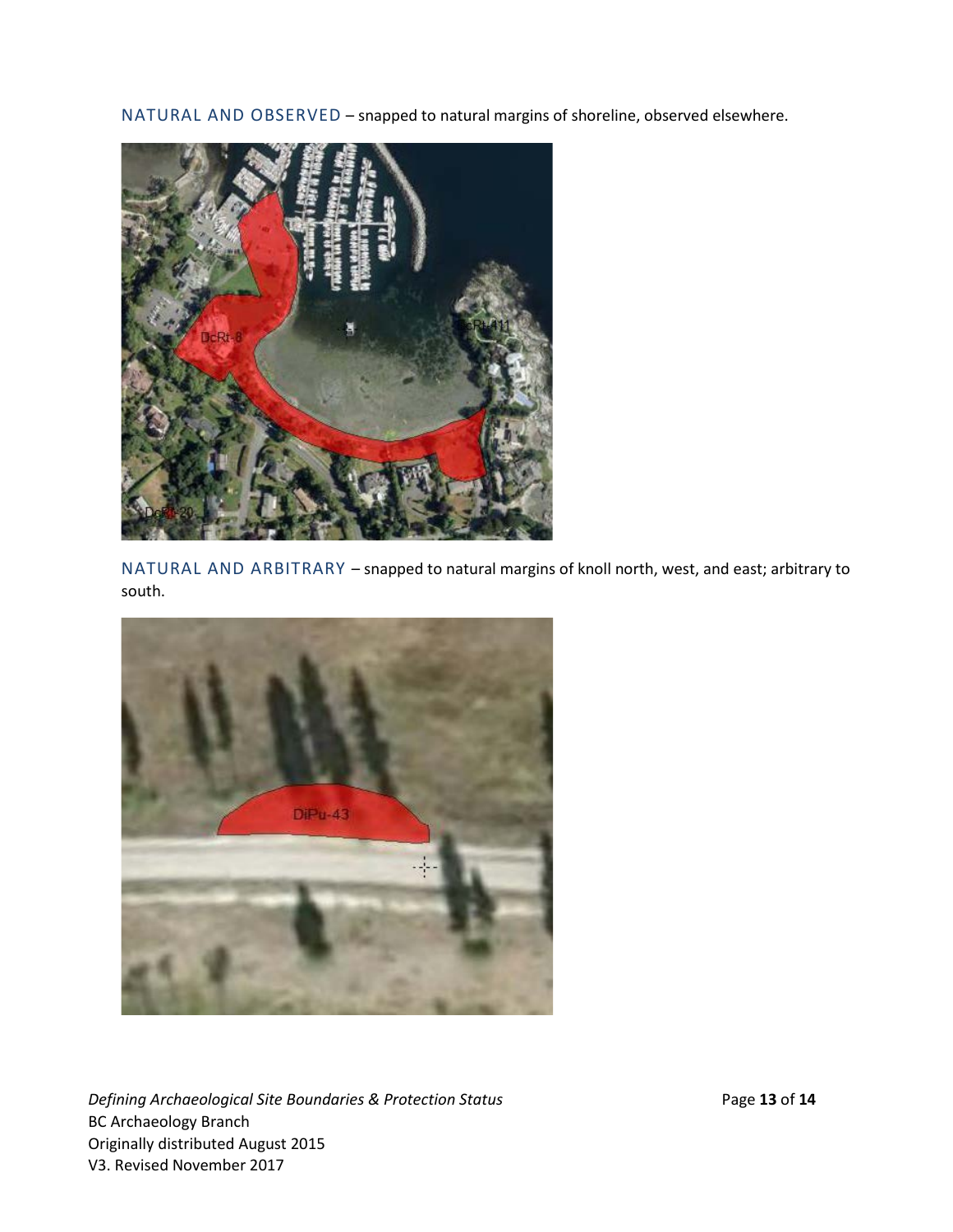NATURAL AND OBSERVED – snapped to natural margins of shoreline, observed elsewhere.

NATURAL AND ARBITRARY – snapped to natural margins of knoll north, west, and east; arbitrary to south.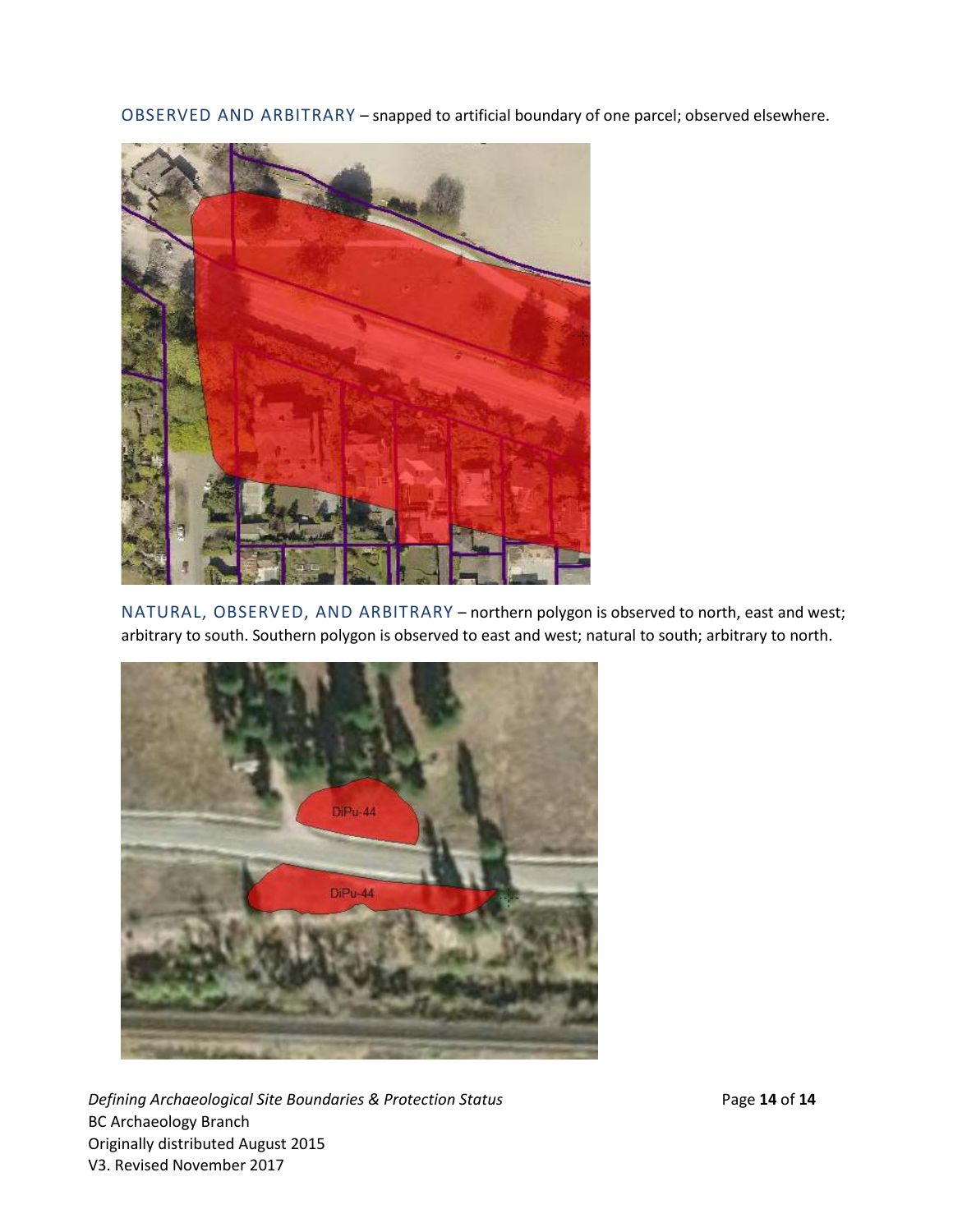OBSERVED AND ARBITRARY – snapped to artificial boundary of one parcel; observed elsewhere.

NATURAL, OBSERVED, AND ARBITRARY – northern polygon is observed to north, east and west; arbitrary to south. Southern polygon is observed to east and west; natural to south; arbitrary to north.